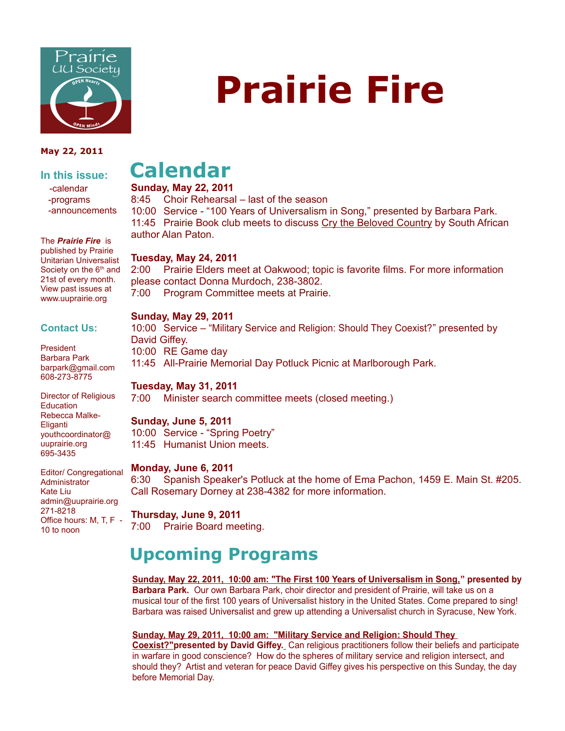# Prairie Fire

**May 22, 2011**

### In this issue:

- -calendar
- -programs
- -announcements

The ***Prairie Fire*** is published by Prairie Unitarian Universalist Society on the 6th and 21st of every month. View past issues at www.uuprairie.org

### Contact Us:

President
Barbara Park
barpark@gmail.com
608-273-8775

Director of Religious Education
Rebecca Malke-Eliganti
youthcoordinator@uuprairie.org
695-3435

Editor/ Congregational Administrator
Kate Liu
admin@uuprairie.org
271-8218
Office hours: M, T, F - 10 to noon

# Calendar

**Sunday, May 22, 2011**
8:45 Choir Rehearsal – last of the season
10:00 Service - "100 Years of Universalism in Song," presented by Barbara Park.
11:45 Prairie Book club meets to discuss Cry the Beloved Country by South African author Alan Paton.

**Tuesday, May 24, 2011**
2:00 Prairie Elders meet at Oakwood; topic is favorite films. For more information please contact Donna Murdoch, 238-3802.
7:00 Program Committee meets at Prairie.

**Sunday, May 29, 2011**
10:00 Service – "Military Service and Religion: Should They Coexist?" presented by David Giffey.
10:00 RE Game day
11:45 All-Prairie Memorial Day Potluck Picnic at Marlborough Park.

**Tuesday, May 31, 2011**
7:00 Minister search committee meets (closed meeting.)

**Sunday, June 5, 2011**
10:00 Service - "Spring Poetry"
11:45 Humanist Union meets.

**Monday, June 6, 2011**
6:30 Spanish Speaker's Potluck at the home of Ema Pachon, 1459 E. Main St. #205. Call Rosemary Dorney at 238-4382 for more information.

**Thursday, June 9, 2011**
7:00 Prairie Board meeting.

# Upcoming Programs

**Sunday, May 22, 2011, 10:00 am: "The First 100 Years of Universalism in Song," presented by Barbara Park.** Our own Barbara Park, choir director and president of Prairie, will take us on a musical tour of the first 100 years of Universalist history in the United States. Come prepared to sing! Barbara was raised Universalist and grew up attending a Universalist church in Syracuse, New York.

**Sunday, May 29, 2011, 10:00 am: "Military Service and Religion: Should They Coexist?" presented by David Giffey.** Can religious practitioners follow their beliefs and participate in warfare in good conscience? How do the spheres of military service and religion intersect, and should they? Artist and veteran for peace David Giffey gives his perspective on this Sunday, the day before Memorial Day.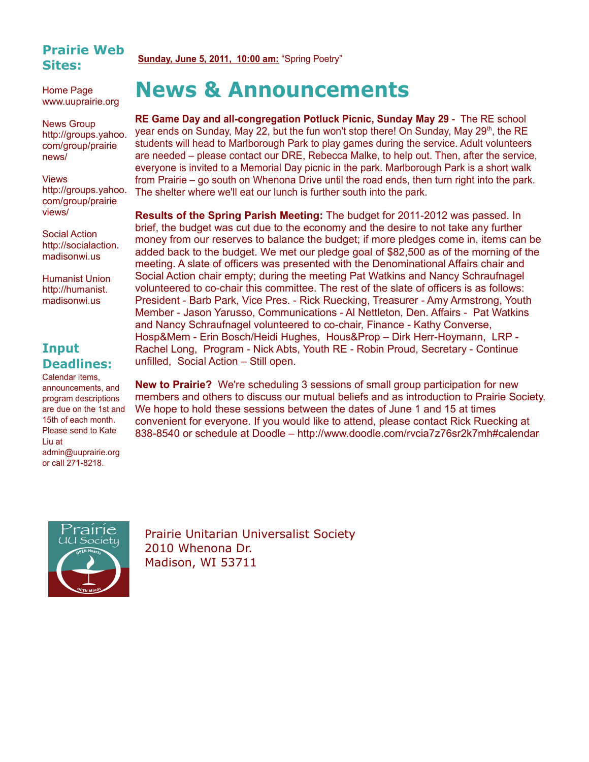## Prairie Web Sites:

Home Page
www.uuprairie.org

News Group
http://groups.yahoo.com/group/prairienews/

Views
http://groups.yahoo.com/group/prairieviews/

Social Action
http://socialaction.madisonwi.us

Humanist Union
http://humanist.madisonwi.us

## Input Deadlines:

Calendar items, announcements, and program descriptions are due on the 1st and 15th of each month. Please send to Kate Liu at admin@uuprairie.org or call 271-8218.

**Sunday, June 5, 2011, 10:00 am:** "Spring Poetry"

# News & Announcements

**RE Game Day and all-congregation Potluck Picnic, Sunday May 29** - The RE school year ends on Sunday, May 22, but the fun won't stop there! On Sunday, May 29th, the RE students will head to Marlborough Park to play games during the service. Adult volunteers are needed – please contact our DRE, Rebecca Malke, to help out. Then, after the service, everyone is invited to a Memorial Day picnic in the park. Marlborough Park is a short walk from Prairie – go south on Whenona Drive until the road ends, then turn right into the park. The shelter where we'll eat our lunch is further south into the park.

**Results of the Spring Parish Meeting:** The budget for 2011-2012 was passed. In brief, the budget was cut due to the economy and the desire to not take any further money from our reserves to balance the budget; if more pledges come in, items can be added back to the budget. We met our pledge goal of $82,500 as of the morning of the meeting. A slate of officers was presented with the Denominational Affairs chair and Social Action chair empty; during the meeting Pat Watkins and Nancy Schraufnagel volunteered to co-chair this committee. The rest of the slate of officers is as follows: President - Barb Park, Vice Pres. - Rick Ruecking, Treasurer - Amy Armstrong, Youth Member - Jason Yarusso, Communications - Al Nettleton, Den. Affairs - Pat Watkins and Nancy Schraufnagel volunteered to co-chair, Finance - Kathy Converse, Hosp&Mem - Erin Bosch/Heidi Hughes, Hous&Prop – Dirk Herr-Hoymann, LRP - Rachel Long, Program - Nick Abts, Youth RE - Robin Proud, Secretary - Continue unfilled, Social Action – Still open.

**New to Prairie?** We're scheduling 3 sessions of small group participation for new members and others to discuss our mutual beliefs and as introduction to Prairie Society. We hope to hold these sessions between the dates of June 1 and 15 at times convenient for everyone. If you would like to attend, please contact Rick Ruecking at 838-8540 or schedule at Doodle – http://www.doodle.com/rvcia7z76sr2k7mh#calendar

Prairie UU Society
OPEN Hearts
OPEN Minds

Prairie Unitarian Universalist Society
2010 Whenona Dr.
Madison, WI 53711